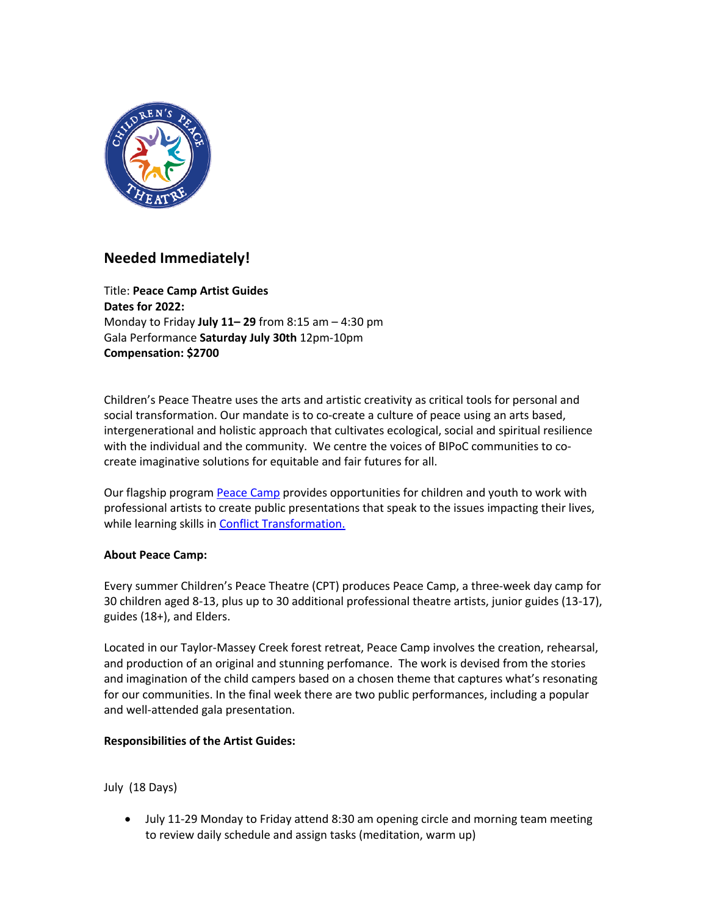## Needed Immediately!

Title: **Peace Camp Artist Guides**
**Dates for 2022:**
Monday to Friday **July 11– 29** from 8:15 am – 4:30 pm
Gala Performance **Saturday July 30th** 12pm-10pm
**Compensation: $2700**

Children's Peace Theatre uses the arts and artistic creativity as critical tools for personal and social transformation. Our mandate is to co-create a culture of peace using an arts based, intergenerational and holistic approach that cultivates ecological, social and spiritual resilience with the individual and the community. We centre the voices of BIPoC communities to co-create imaginative solutions for equitable and fair futures for all.

Our flagship program Peace Camp provides opportunities for children and youth to work with professional artists to create public presentations that speak to the issues impacting their lives, while learning skills in Conflict Transformation.

**About Peace Camp:**

Every summer Children's Peace Theatre (CPT) produces Peace Camp, a three-week day camp for 30 children aged 8-13, plus up to 30 additional professional theatre artists, junior guides (13-17), guides (18+), and Elders.

Located in our Taylor-Massey Creek forest retreat, Peace Camp involves the creation, rehearsal, and production of an original and stunning perfomance. The work is devised from the stories and imagination of the child campers based on a chosen theme that captures what's resonating for our communities. In the final week there are two public performances, including a popular and well-attended gala presentation.

**Responsibilities of the Artist Guides:**

July (18 Days)

- July 11-29 Monday to Friday attend 8:30 am opening circle and morning team meeting to review daily schedule and assign tasks (meditation, warm up)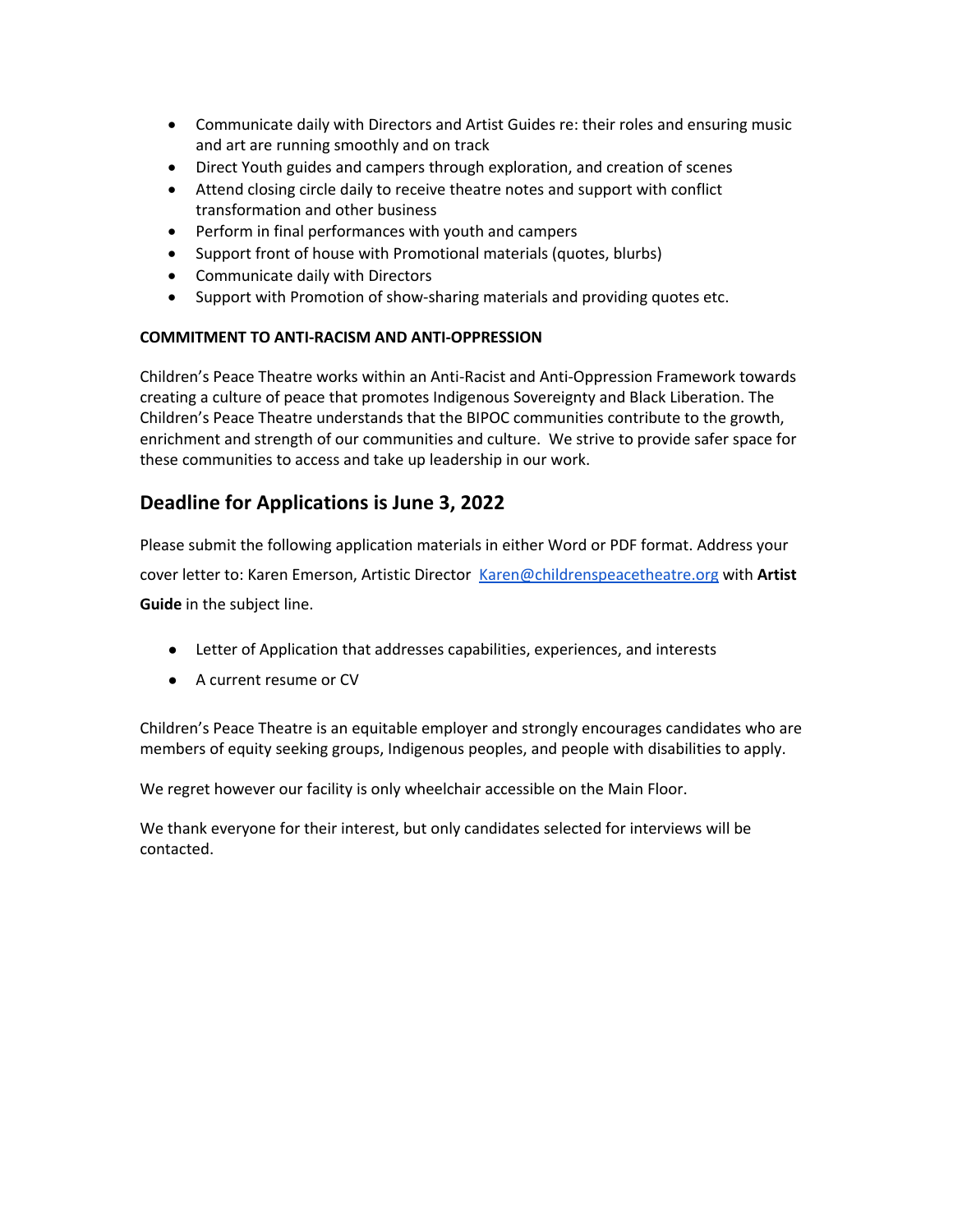- Communicate daily with Directors and Artist Guides re: their roles and ensuring music and art are running smoothly and on track
- Direct Youth guides and campers through exploration, and creation of scenes
- Attend closing circle daily to receive theatre notes and support with conflict transformation and other business
- Perform in final performances with youth and campers
- Support front of house with Promotional materials (quotes, blurbs)
- Communicate daily with Directors
- Support with Promotion of show-sharing materials and providing quotes etc.

**COMMITMENT TO ANTI-RACISM AND ANTI-OPPRESSION**

Children's Peace Theatre works within an Anti-Racist and Anti-Oppression Framework towards creating a culture of peace that promotes Indigenous Sovereignty and Black Liberation. The Children's Peace Theatre understands that the BIPOC communities contribute to the growth, enrichment and strength of our communities and culture. We strive to provide safer space for these communities to access and take up leadership in our work.

## Deadline for Applications is June 3, 2022

Please submit the following application materials in either Word or PDF format. Address your cover letter to: Karen Emerson, Artistic Director Karen@childrenspeacetheatre.org with **Artist Guide** in the subject line.

- Letter of Application that addresses capabilities, experiences, and interests
- A current resume or CV

Children's Peace Theatre is an equitable employer and strongly encourages candidates who are members of equity seeking groups, Indigenous peoples, and people with disabilities to apply.

We regret however our facility is only wheelchair accessible on the Main Floor.

We thank everyone for their interest, but only candidates selected for interviews will be contacted.